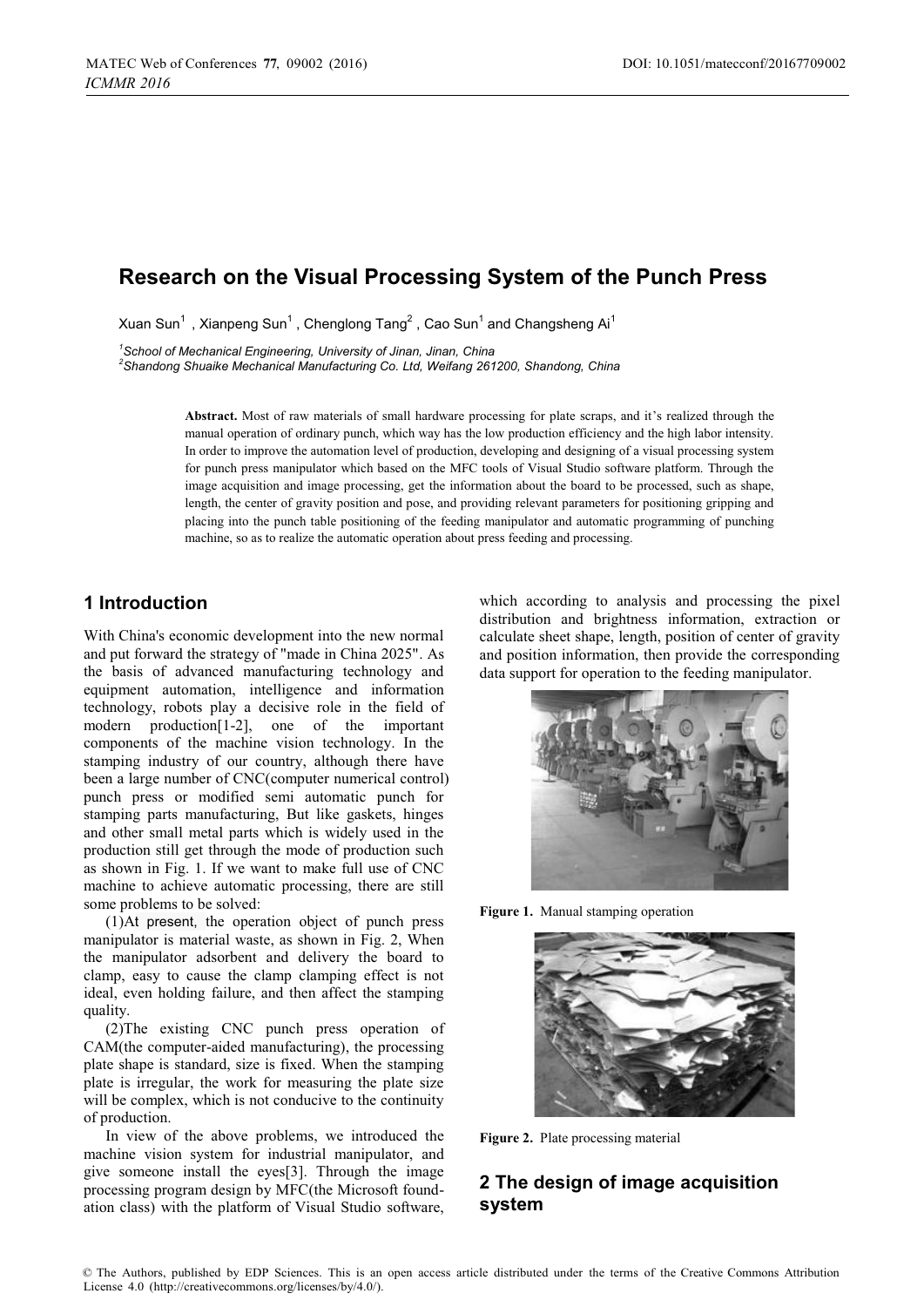# Research on the Visual Processing System of the Punch Press

Xuan Sun[1], Xianpeng Sun[1], Chenglong Tang[2], Cao Sun[1] and Changsheng Ai[1]

[1]*School of Mechanical Engineering, University of Jinan, Jinan, China*
[2]*Shandong Shuaike Mechanical Manufacturing Co. Ltd, Weifang 261200, Shandong, China*

**Abstract.** Most of raw materials of small hardware processing for plate scraps, and it's realized through the manual operation of ordinary punch, which way has the low production efficiency and the high labor intensity. In order to improve the automation level of production, developing and designing of a visual processing system for punch press manipulator which based on the MFC tools of Visual Studio software platform. Through the image acquisition and image processing, get the information about the board to be processed, such as shape, length, the center of gravity position and pose, and providing relevant parameters for positioning gripping and placing into the punch table positioning of the feeding manipulator and automatic programming of punching machine, so as to realize the automatic operation about press feeding and processing.

## 1 Introduction

With China's economic development into the new normal and put forward the strategy of "made in China 2025". As the basis of advanced manufacturing technology and equipment automation, intelligence and information technology, robots play a decisive role in the field of modern production[1-2], one of the important components of the machine vision technology. In the stamping industry of our country, although there have been a large number of CNC(computer numerical control) punch press or modified semi automatic punch for stamping parts manufacturing, But like gaskets, hinges and other small metal parts which is widely used in the production still get through the mode of production such as shown in Fig. 1. If we want to make full use of CNC machine to achieve automatic processing, there are still some problems to be solved:

(1)At present, the operation object of punch press manipulator is material waste, as shown in Fig. 2, When the manipulator adsorbent and delivery the board to clamp, easy to cause the clamp clamping effect is not ideal, even holding failure, and then affect the stamping quality.

(2)The existing CNC punch press operation of CAM(the computer-aided manufacturing), the processing plate shape is standard, size is fixed. When the stamping plate is irregular, the work for measuring the plate size will be complex, which is not conducive to the continuity of production.

In view of the above problems, we introduced the machine vision system for industrial manipulator, and give someone install the eyes[3]. Through the image processing program design by MFC(the Microsoft foundation class) with the platform of Visual Studio software, which according to analysis and processing the pixel distribution and brightness information, extraction or calculate sheet shape, length, position of center of gravity and position information, then provide the corresponding data support for operation to the feeding manipulator.

**Figure 1.** Manual stamping operation

**Figure 2.** Plate processing material

## 2 The design of image acquisition system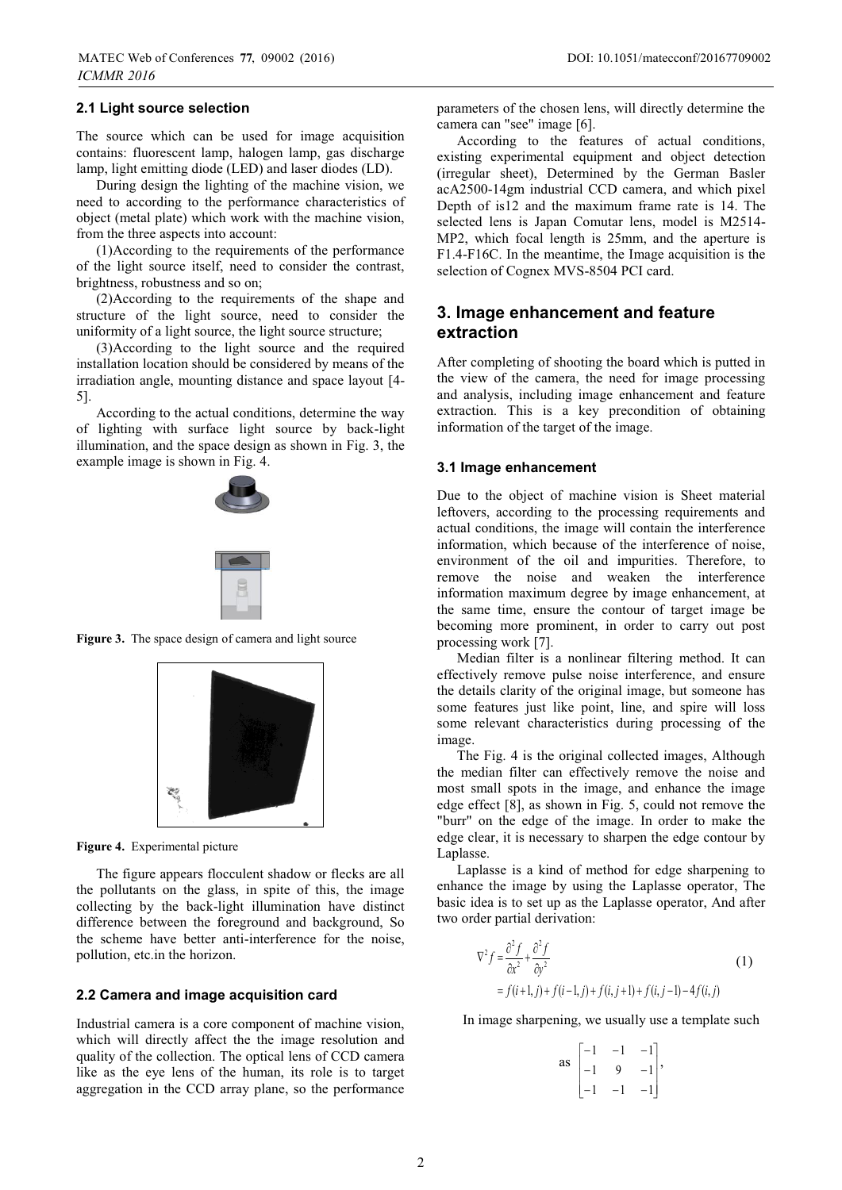### 2.1 Light source selection

The source which can be used for image acquisition contains: fluorescent lamp, halogen lamp, gas discharge lamp, light emitting diode (LED) and laser diodes (LD).

During design the lighting of the machine vision, we need to according to the performance characteristics of object (metal plate) which work with the machine vision, from the three aspects into account:

(1)According to the requirements of the performance of the light source itself, need to consider the contrast, brightness, robustness and so on;

(2)According to the requirements of the shape and structure of the light source, need to consider the uniformity of a light source, the light source structure;

(3)According to the light source and the required installation location should be considered by means of the irradiation angle, mounting distance and space layout [4-5].

According to the actual conditions, determine the way of lighting with surface light source by back-light illumination, and the space design as shown in Fig. 3, the example image is shown in Fig. 4.

**Figure 3.** The space design of camera and light source

**Figure 4.** Experimental picture

The figure appears flocculent shadow or flecks are all the pollutants on the glass, in spite of this, the image collecting by the back-light illumination have distinct difference between the foreground and background, So the scheme have better anti-interference for the noise, pollution, etc.in the horizon.

### 2.2 Camera and image acquisition card

Industrial camera is a core component of machine vision, which will directly affect the the image resolution and quality of the collection. The optical lens of CCD camera like as the eye lens of the human, its role is to target aggregation in the CCD array plane, so the performance parameters of the chosen lens, will directly determine the camera can "see" image [6].

According to the features of actual conditions, existing experimental equipment and object detection (irregular sheet), Determined by the German Basler acA2500-14gm industrial CCD camera, and which pixel Depth of is12 and the maximum frame rate is 14. The selected lens is Japan Comutar lens, model is M2514-MP2, which focal length is 25mm, and the aperture is F1.4-F16C. In the meantime, the Image acquisition is the selection of Cognex MVS-8504 PCI card.

## 3. Image enhancement and feature extraction

After completing of shooting the board which is putted in the view of the camera, the need for image processing and analysis, including image enhancement and feature extraction. This is a key precondition of obtaining information of the target of the image.

### 3.1 Image enhancement

Due to the object of machine vision is Sheet material leftovers, according to the processing requirements and actual conditions, the image will contain the interference information, which because of the interference of noise, environment of the oil and impurities. Therefore, to remove the noise and weaken the interference information maximum degree by image enhancement, at the same time, ensure the contour of target image be becoming more prominent, in order to carry out post processing work [7].

Median filter is a nonlinear filtering method. It can effectively remove pulse noise interference, and ensure the details clarity of the original image, but someone has some features just like point, line, and spire will loss some relevant characteristics during processing of the image.

The Fig. 4 is the original collected images, Although the median filter can effectively remove the noise and most small spots in the image, and enhance the image edge effect [8], as shown in Fig. 5, could not remove the "burr" on the edge of the image. In order to make the edge clear, it is necessary to sharpen the edge contour by Laplasse.

Laplasse is a kind of method for edge sharpening to enhance the image by using the Laplasse operator, The basic idea is to set up as the Laplasse operator, And after two order partial derivation:

$$
\begin{aligned}
\nabla^2 f &= \frac{\partial^2 f}{\partial x^2} + \frac{\partial^2 f}{\partial y^2} \\
&= f(i+1,j) + f(i-1,j) + f(i,j+1) + f(i,j-1) - 4f(i,j)
\end{aligned} \tag{1}
$$

In image sharpening, we usually use a template such as $\begin{bmatrix} -1 & -1 & -1 \\ -1 & 9 & -1 \\ -1 & -1 & -1 \end{bmatrix}$,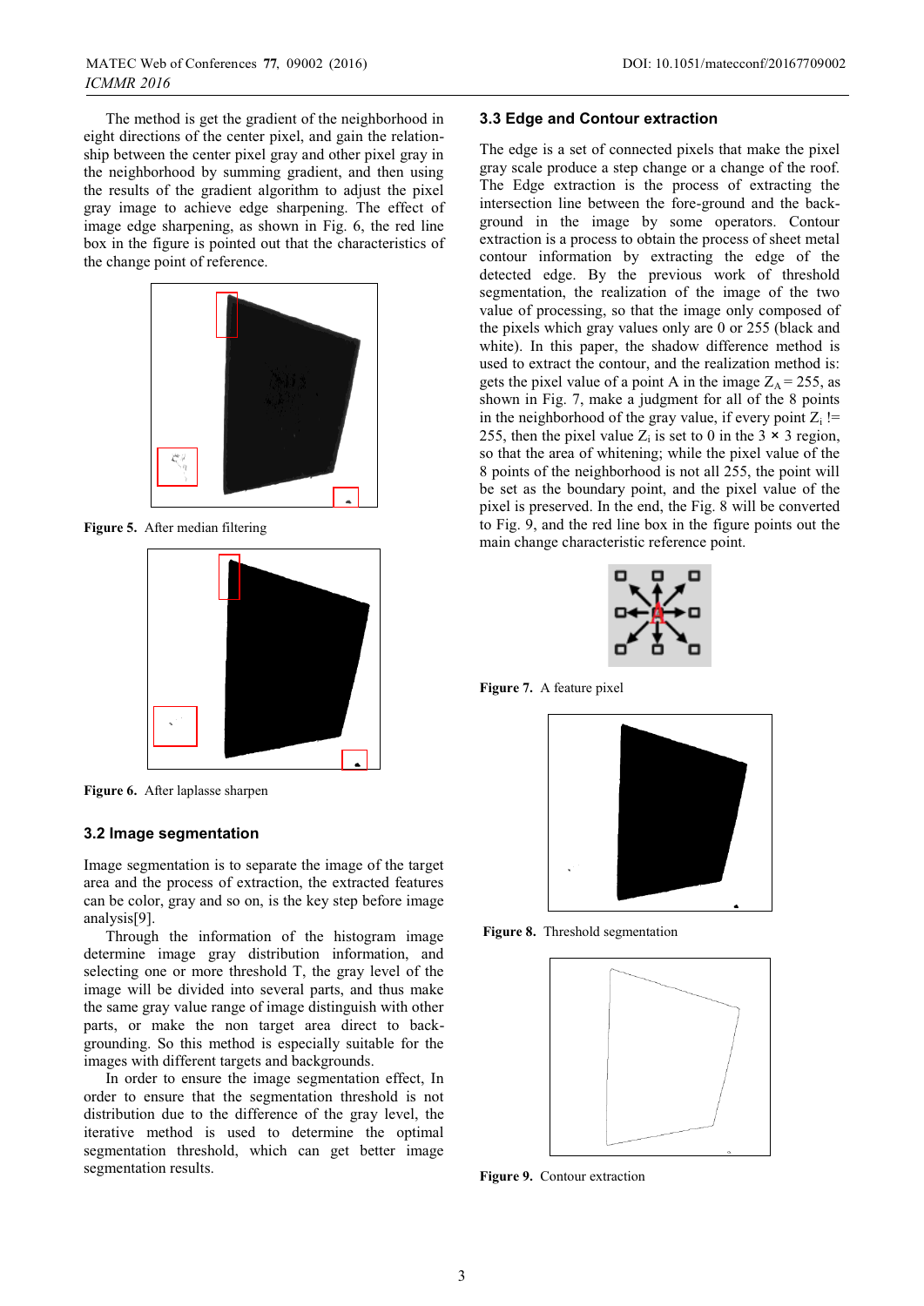The method is get the gradient of the neighborhood in eight directions of the center pixel, and gain the relationship between the center pixel gray and other pixel gray in the neighborhood by summing gradient, and then using the results of the gradient algorithm to adjust the pixel gray image to achieve edge sharpening. The effect of image edge sharpening, as shown in Fig. 6, the red line box in the figure is pointed out that the characteristics of the change point of reference.

**Figure 5.** After median filtering

**Figure 6.** After laplasse sharpen

### 3.2 Image segmentation

Image segmentation is to separate the image of the target area and the process of extraction, the extracted features can be color, gray and so on, is the key step before image analysis[9].

Through the information of the histogram image determine image gray distribution information, and selecting one or more threshold T, the gray level of the image will be divided into several parts, and thus make the same gray value range of image distinguish with other parts, or make the non target area direct to back-grounding. So this method is especially suitable for the images with different targets and backgrounds.

In order to ensure the image segmentation effect, In order to ensure that the segmentation threshold is not distribution due to the difference of the gray level, the iterative method is used to determine the optimal segmentation threshold, which can get better image segmentation results.

### 3.3 Edge and Contour extraction

The edge is a set of connected pixels that make the pixel gray scale produce a step change or a change of the roof. The Edge extraction is the process of extracting the intersection line between the fore-ground and the back-ground in the image by some operators. Contour extraction is a process to obtain the process of sheet metal contour information by extracting the edge of the detected edge. By the previous work of threshold segmentation, the realization of the image of the two value of processing, so that the image only composed of the pixels which gray values only are 0 or 255 (black and white). In this paper, the shadow difference method is used to extract the contour, and the realization method is: gets the pixel value of a point A in the image $Z_A = 255$, as shown in Fig. 7, make a judgment for all of the 8 points in the neighborhood of the gray value, if every point $Z_i$ != 255, then the pixel value $Z_i$ is set to 0 in the 3 × 3 region, so that the area of whitening; while the pixel value of the 8 points of the neighborhood is not all 255, the point will be set as the boundary point, and the pixel value of the pixel is preserved. In the end, the Fig. 8 will be converted to Fig. 9, and the red line box in the figure points out the main change characteristic reference point.

**Figure 7.** A feature pixel

**Figure 8.** Threshold segmentation

**Figure 9.** Contour extraction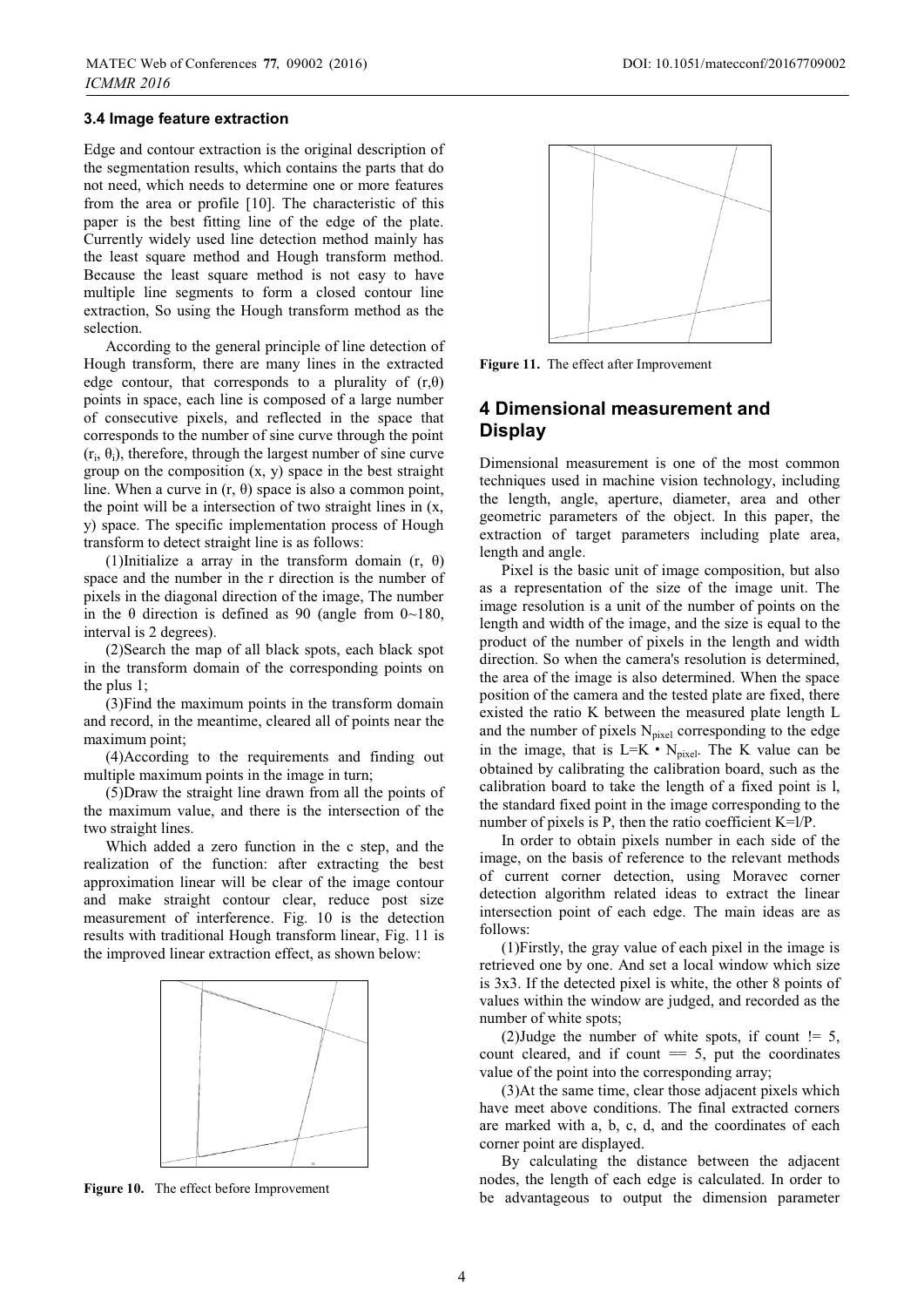### 3.4 Image feature extraction

Edge and contour extraction is the original description of the segmentation results, which contains the parts that do not need, which needs to determine one or more features from the area or profile [10]. The characteristic of this paper is the best fitting line of the edge of the plate. Currently widely used line detection method mainly has the least square method and Hough transform method. Because the least square method is not easy to have multiple line segments to form a closed contour line extraction, So using the Hough transform method as the selection.

According to the general principle of line detection of Hough transform, there are many lines in the extracted edge contour, that corresponds to a plurality of (r,θ) points in space, each line is composed of a large number of consecutive pixels, and reflected in the space that corresponds to the number of sine curve through the point ($r_i$, $\theta_i$), therefore, through the largest number of sine curve group on the composition (x, y) space in the best straight line. When a curve in (r, θ) space is also a common point, the point will be a intersection of two straight lines in (x, y) space. The specific implementation process of Hough transform to detect straight line is as follows:

(1)Initialize a array in the transform domain (r, θ) space and the number in the r direction is the number of pixels in the diagonal direction of the image, The number in the θ direction is defined as 90 (angle from 0~180, interval is 2 degrees).

(2)Search the map of all black spots, each black spot in the transform domain of the corresponding points on the plus 1;

(3)Find the maximum points in the transform domain and record, in the meantime, cleared all of points near the maximum point;

(4)According to the requirements and finding out multiple maximum points in the image in turn;

(5)Draw the straight line drawn from all the points of the maximum value, and there is the intersection of the two straight lines.

Which added a zero function in the c step, and the realization of the function: after extracting the best approximation linear will be clear of the image contour and make straight contour clear, reduce post size measurement of interference. Fig. 10 is the detection results with traditional Hough transform linear, Fig. 11 is the improved linear extraction effect, as shown below:

**Figure 10.** The effect before Improvement

**Figure 11.** The effect after Improvement

## 4 Dimensional measurement and Display

Dimensional measurement is one of the most common techniques used in machine vision technology, including the length, angle, aperture, diameter, area and other geometric parameters of the object. In this paper, the extraction of target parameters including plate area, length and angle.

Pixel is the basic unit of image composition, but also as a representation of the size of the image unit. The image resolution is a unit of the number of points on the length and width of the image, and the size is equal to the product of the number of pixels in the length and width direction. So when the camera's resolution is determined, the area of the image is also determined. When the space position of the camera and the tested plate are fixed, there existed the ratio K between the measured plate length L and the number of pixels $N_{pixel}$ corresponding to the edge in the image, that is $L=K \cdot N_{pixel}$. The K value can be obtained by calibrating the calibration board, such as the calibration board to take the length of a fixed point is l, the standard fixed point in the image corresponding to the number of pixels is P, then the ratio coefficient $K=l/P$.

In order to obtain pixels number in each side of the image, on the basis of reference to the relevant methods of current corner detection, using Moravec corner detection algorithm related ideas to extract the linear intersection point of each edge. The main ideas are as follows:

(1)Firstly, the gray value of each pixel in the image is retrieved one by one. And set a local window which size is 3x3. If the detected pixel is white, the other 8 points of values within the window are judged, and recorded as the number of white spots;

(2)Judge the number of white spots, if count != 5, count cleared, and if count == 5, put the coordinates value of the point into the corresponding array;

(3)At the same time, clear those adjacent pixels which have meet above conditions. The final extracted corners are marked with a, b, c, d, and the coordinates of each corner point are displayed.

By calculating the distance between the adjacent nodes, the length of each edge is calculated. In order to be advantageous to output the dimension parameter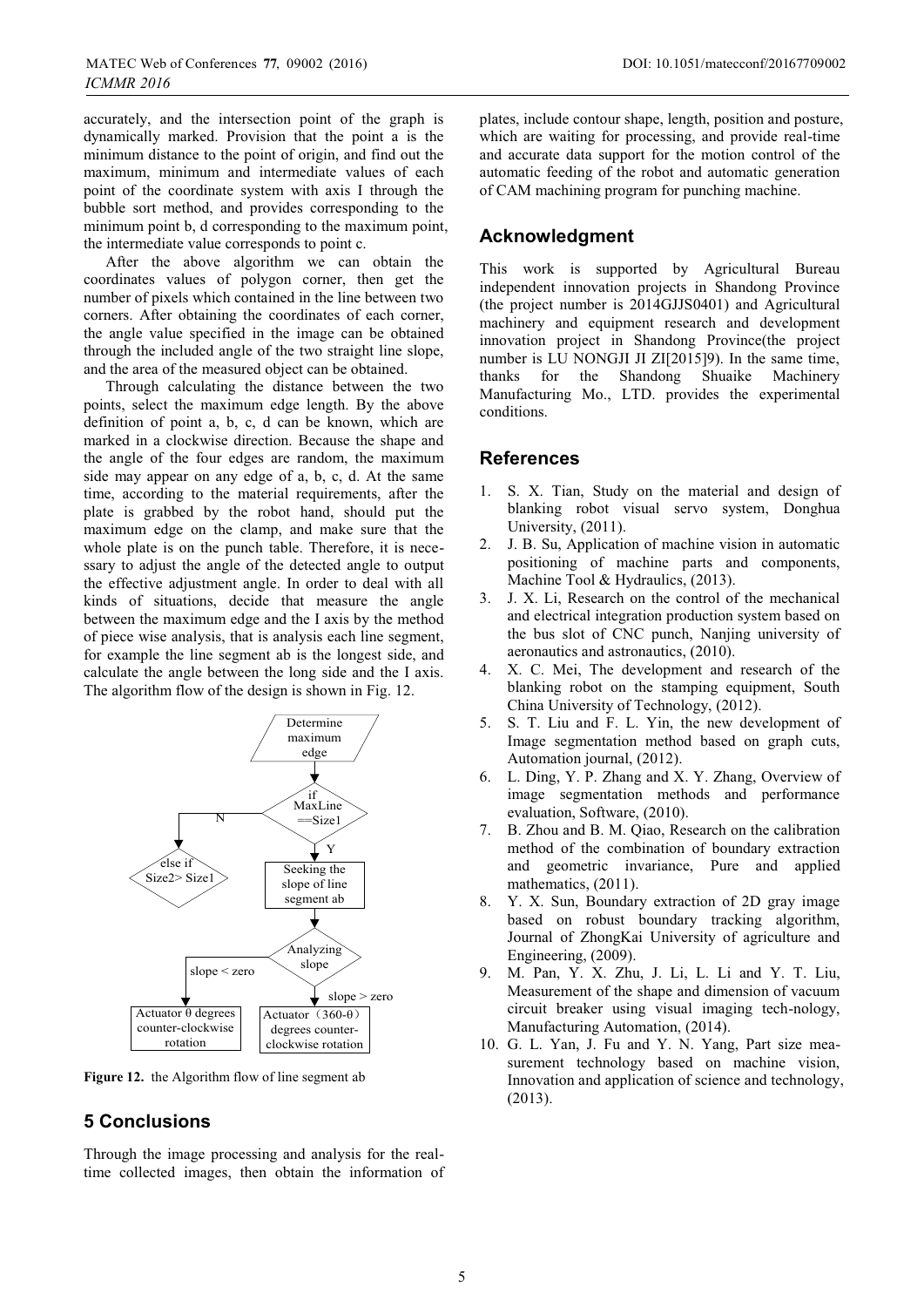accurately, and the intersection point of the graph is dynamically marked. Provision that the point a is the minimum distance to the point of origin, and find out the maximum, minimum and intermediate values of each point of the coordinate system with axis I through the bubble sort method, and provides corresponding to the minimum point b, d corresponding to the maximum point, the intermediate value corresponds to point c.

After the above algorithm we can obtain the coordinates values of polygon corner, then get the number of pixels which contained in the line between two corners. After obtaining the coordinates of each corner, the angle value specified in the image can be obtained through the included angle of the two straight line slope, and the area of the measured object can be obtained.

Through calculating the distance between the two points, select the maximum edge length. By the above definition of point a, b, c, d can be known, which are marked in a clockwise direction. Because the shape and the angle of the four edges are random, the maximum side may appear on any edge of a, b, c, d. At the same time, according to the material requirements, after the plate is grabbed by the robot hand, should put the maximum edge on the clamp, and make sure that the whole plate is on the punch table. Therefore, it is necessary to adjust the angle of the detected angle to output the effective adjustment angle. In order to deal with all kinds of situations, decide that measure the angle between the maximum edge and the I axis by the method of piece wise analysis, that is analysis each line segment, for example the line segment ab is the longest side, and calculate the angle between the long side and the I axis. The algorithm flow of the design is shown in Fig. 12.

Determine maximum edge

if MaxLine ==Size1

N

Y

else if Size2> Size1

Seeking the slope of line segment ab

Analyzing slope

slope < zero

slope > zero

Actuator θ degrees counter-clockwise rotation

Actuator（360-θ） degrees counter-clockwise rotation

**Figure 12.** the Algorithm flow of line segment ab

## 5 Conclusions

Through the image processing and analysis for the real-time collected images, then obtain the information of plates, include contour shape, length, position and posture, which are waiting for processing, and provide real-time and accurate data support for the motion control of the automatic feeding of the robot and automatic generation of CAM machining program for punching machine.

## Acknowledgment

This work is supported by Agricultural Bureau independent innovation projects in Shandong Province (the project number is 2014GJJS0401) and Agricultural machinery and equipment research and development innovation project in Shandong Province(the project number is LU NONGJI JI ZI[2015]9). In the same time, thanks for the Shandong Shuaike Machinery Manufacturing Mo., LTD. provides the experimental conditions.

## References

1. S. X. Tian, Study on the material and design of blanking robot visual servo system, Donghua University, (2011).
2. J. B. Su, Application of machine vision in automatic positioning of machine parts and components, Machine Tool & Hydraulics, (2013).
3. J. X. Li, Research on the control of the mechanical and electrical integration production system based on the bus slot of CNC punch, Nanjing university of aeronautics and astronautics, (2010).
4. X. C. Mei, The development and research of the blanking robot on the stamping equipment, South China University of Technology, (2012).
5. S. T. Liu and F. L. Yin, the new development of Image segmentation method based on graph cuts, Automation journal, (2012).
6. L. Ding, Y. P. Zhang and X. Y. Zhang, Overview of image segmentation methods and performance evaluation, Software, (2010).
7. B. Zhou and B. M. Qiao, Research on the calibration method of the combination of boundary extraction and geometric invariance, Pure and applied mathematics, (2011).
8. Y. X. Sun, Boundary extraction of 2D gray image based on robust boundary tracking algorithm, Journal of ZhongKai University of agriculture and Engineering, (2009).
9. M. Pan, Y. X. Zhu, J. Li, L. Li and Y. T. Liu, Measurement of the shape and dimension of vacuum circuit breaker using visual imaging tech-nology, Manufacturing Automation, (2014).
10. G. L. Yan, J. Fu and Y. N. Yang, Part size measurement technology based on machine vision, Innovation and application of science and technology, (2013).